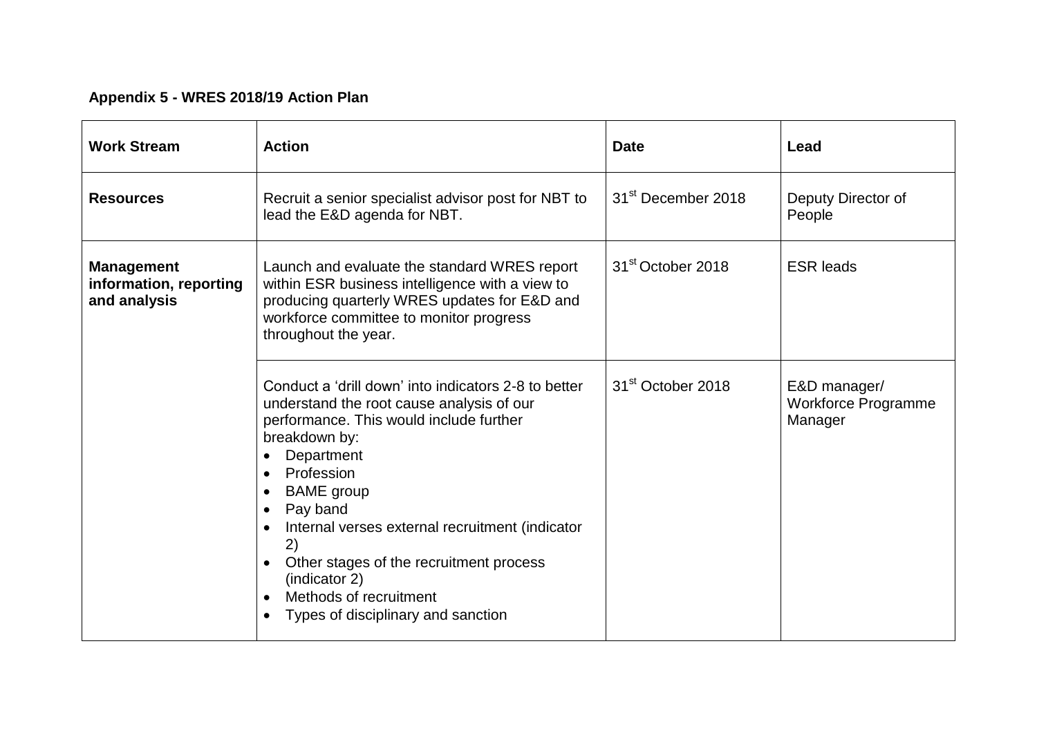**Appendix 5 - WRES 2018/19 Action Plan**

| Work Stream | Action | Date | Lead |
| --- | --- | --- | --- |
| **Resources** | Recruit a senior specialist advisor post for NBT to lead the E&D agenda for NBT. | 31st December 2018 | Deputy Director of People |
| **Management information, reporting and analysis** | Launch and evaluate the standard WRES report within ESR business intelligence with a view to producing quarterly WRES updates for E&D and workforce committee to monitor progress throughout the year. | 31st October 2018 | ESR leads |
| | Conduct a 'drill down' into indicators 2-8 to better understand the root cause analysis of our performance. This would include further breakdown by:<br>• Department<br>• Profession<br>• BAME group<br>• Pay band<br>• Internal verses external recruitment (indicator 2)<br>• Other stages of the recruitment process (indicator 2)<br>• Methods of recruitment<br>• Types of disciplinary and sanction | 31st October 2018 | E&D manager/ Workforce Programme Manager |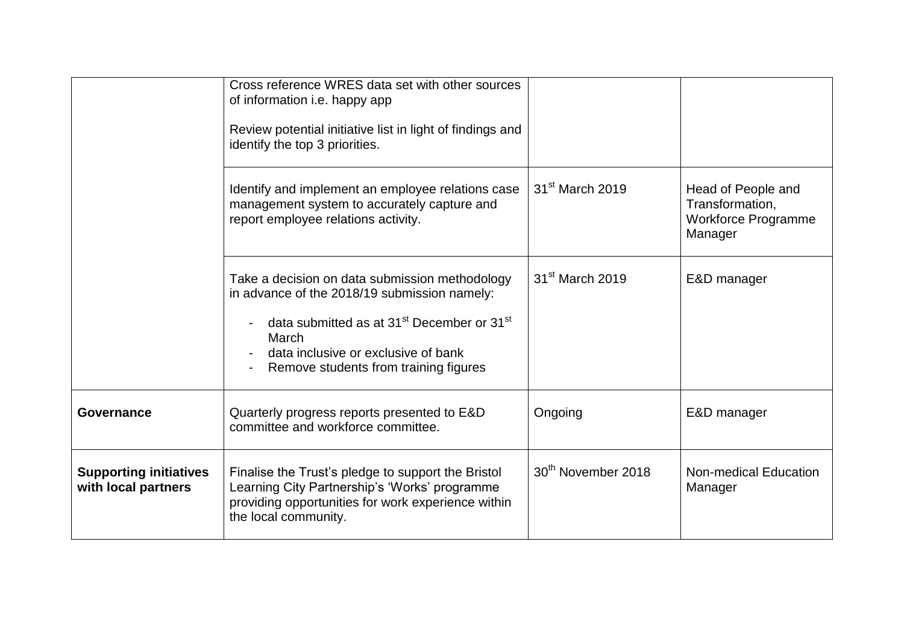| | | | |
|---|---|---|---|
| | Cross reference WRES data set with other sources of information i.e. happy app<br><br>Review potential initiative list in light of findings and identify the top 3 priorities. | | |
| | Identify and implement an employee relations case management system to accurately capture and report employee relations activity. | 31st March 2019 | Head of People and Transformation, Workforce Programme Manager |
| | Take a decision on data submission methodology in advance of the 2018/19 submission namely:<br>- data submitted as at 31st December or 31st March<br>- data inclusive or exclusive of bank<br>- Remove students from training figures | 31st March 2019 | E&D manager |
| **Governance** | Quarterly progress reports presented to E&D committee and workforce committee. | Ongoing | E&D manager |
| **Supporting initiatives with local partners** | Finalise the Trust's pledge to support the Bristol Learning City Partnership's 'Works' programme providing opportunities for work experience within the local community. | 30th November 2018 | Non-medical Education Manager |